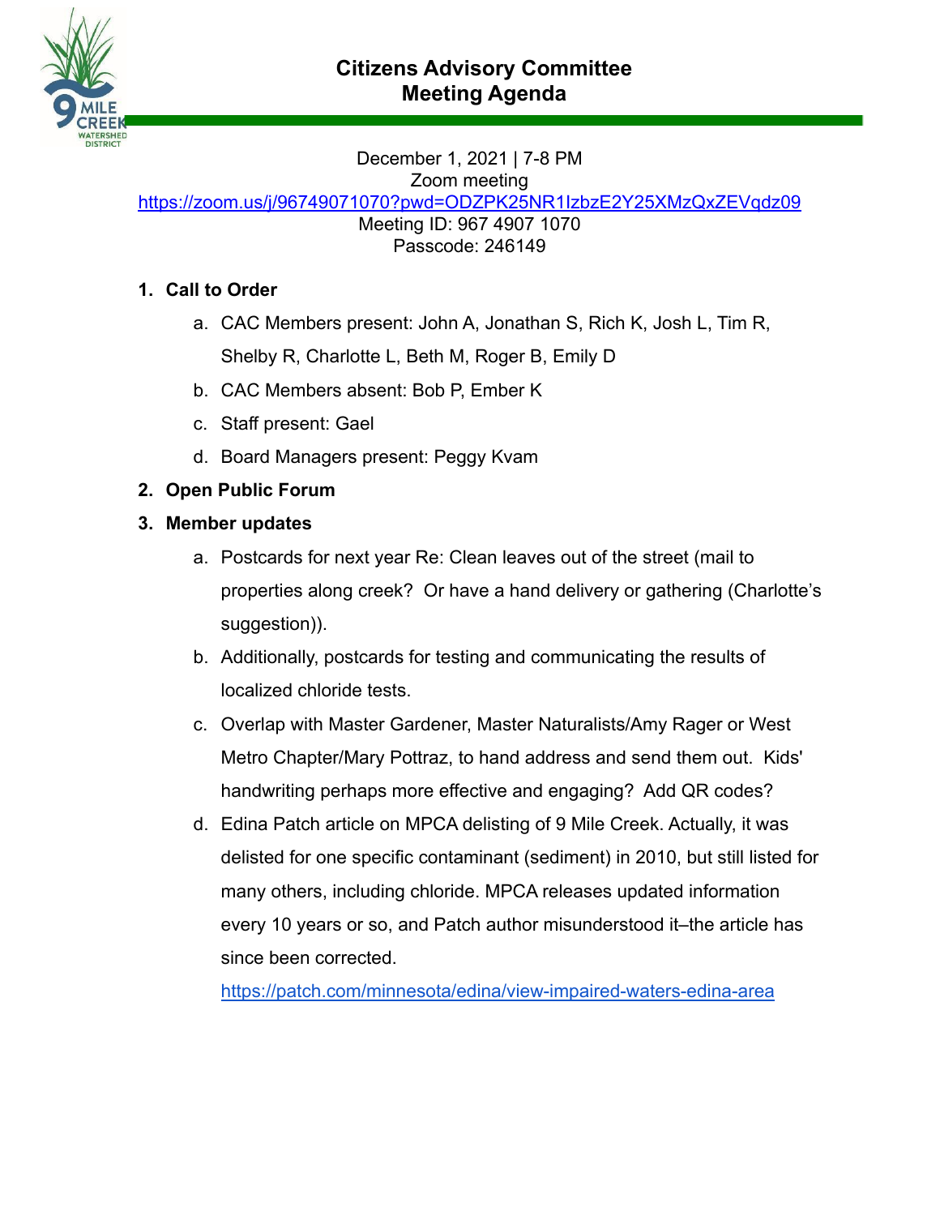# Citizens Advisory Committee Meeting Agenda

December 1, 2021 | 7-8 PM
Zoom meeting
https://zoom.us/j/96749071070?pwd=ODZPK25NR1IzbzE2Y25XMzQxZEVqdz09
Meeting ID: 967 4907 1070
Passcode: 246149

1. **Call to Order**
   a. CAC Members present: John A, Jonathan S, Rich K, Josh L, Tim R, Shelby R, Charlotte L, Beth M, Roger B, Emily D
   b. CAC Members absent: Bob P, Ember K
   c. Staff present: Gael
   d. Board Managers present: Peggy Kvam
2. **Open Public Forum**
3. **Member updates**
   a. Postcards for next year Re: Clean leaves out of the street (mail to properties along creek? Or have a hand delivery or gathering (Charlotte's suggestion)).
   b. Additionally, postcards for testing and communicating the results of localized chloride tests.
   c. Overlap with Master Gardener, Master Naturalists/Amy Rager or West Metro Chapter/Mary Pottraz, to hand address and send them out. Kids' handwriting perhaps more effective and engaging? Add QR codes?
   d. Edina Patch article on MPCA delisting of 9 Mile Creek. Actually, it was delisted for one specific contaminant (sediment) in 2010, but still listed for many others, including chloride. MPCA releases updated information every 10 years or so, and Patch author misunderstood it–the article has since been corrected.
   https://patch.com/minnesota/edina/view-impaired-waters-edina-area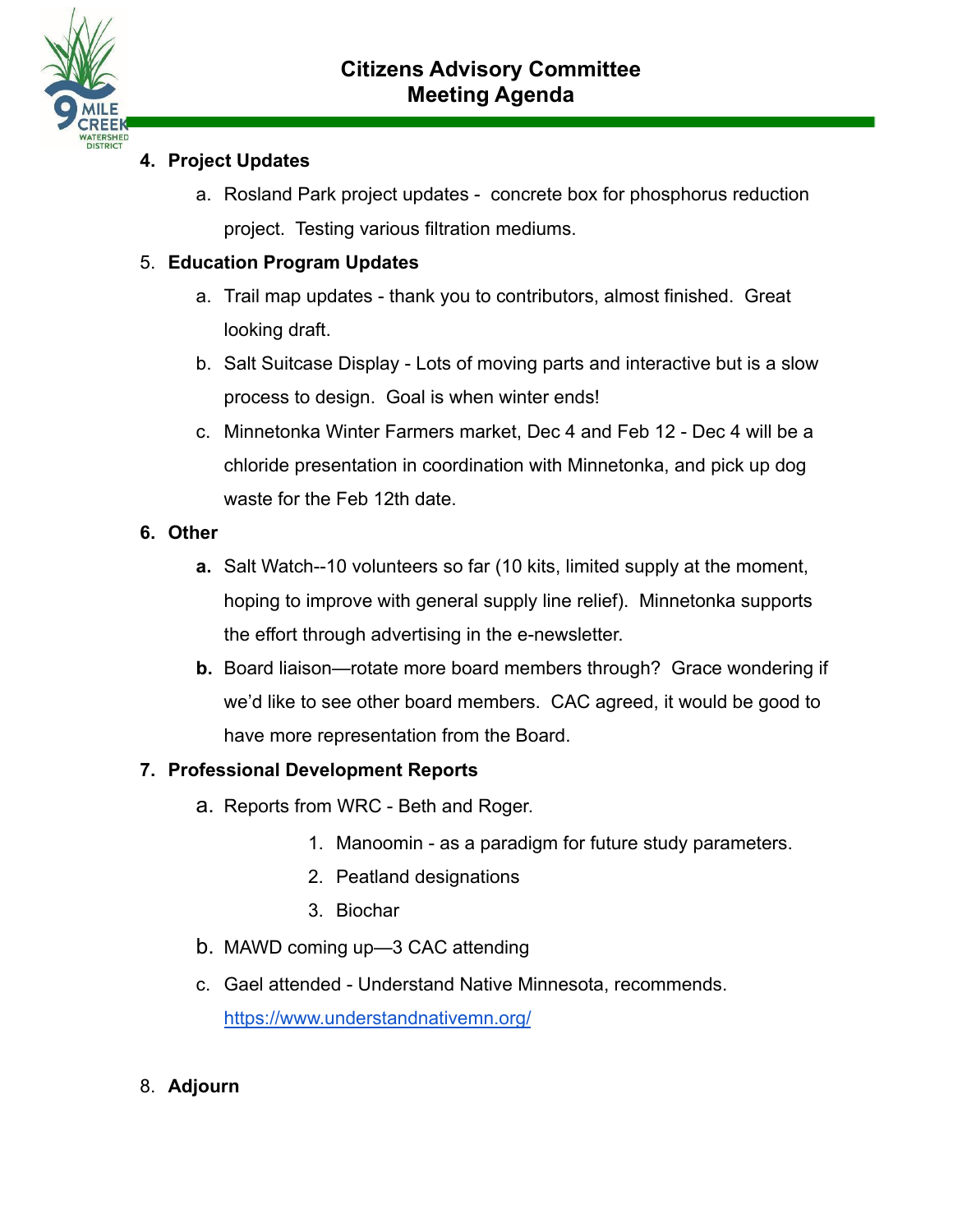# Citizens Advisory Committee
# Meeting Agenda

4. **Project Updates**
   a. Rosland Park project updates - concrete box for phosphorus reduction project. Testing various filtration mediums.

5. **Education Program Updates**
   a. Trail map updates - thank you to contributors, almost finished. Great looking draft.
   b. Salt Suitcase Display - Lots of moving parts and interactive but is a slow process to design. Goal is when winter ends!
   c. Minnetonka Winter Farmers market, Dec 4 and Feb 12 - Dec 4 will be a chloride presentation in coordination with Minnetonka, and pick up dog waste for the Feb 12th date.

6. **Other**
   **a.** Salt Watch--10 volunteers so far (10 kits, limited supply at the moment, hoping to improve with general supply line relief). Minnetonka supports the effort through advertising in the e-newsletter.
   **b.** Board liaison—rotate more board members through? Grace wondering if we'd like to see other board members. CAC agreed, it would be good to have more representation from the Board.

7. **Professional Development Reports**
   a. Reports from WRC - Beth and Roger.
      1. Manoomin - as a paradigm for future study parameters.
      2. Peatland designations
      3. Biochar
   b. MAWD coming up—3 CAC attending
   c. Gael attended - Understand Native Minnesota, recommends. https://www.understandnativemn.org/

8. **Adjourn**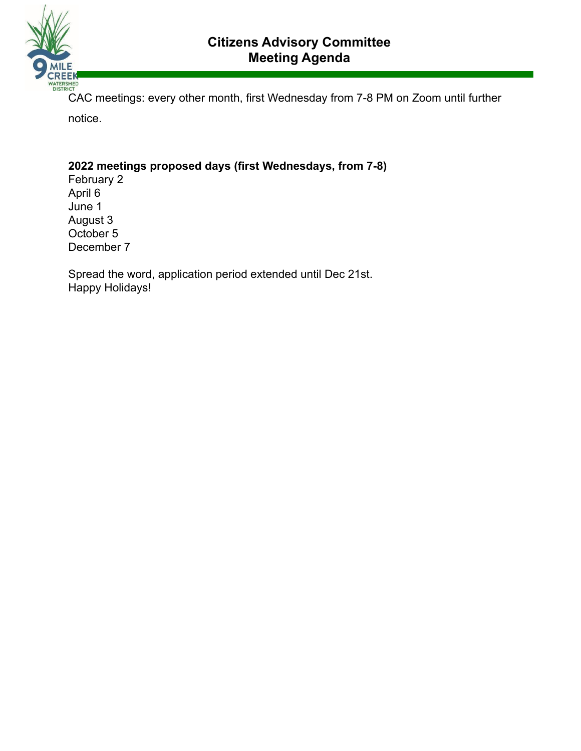# Citizens Advisory Committee
# Meeting Agenda

CAC meetings: every other month, first Wednesday from 7-8 PM on Zoom until further notice.

**2022 meetings proposed days (first Wednesdays, from 7-8)**

February 2
April 6
June 1
August 3
October 5
December 7

Spread the word, application period extended until Dec 21st.
Happy Holidays!